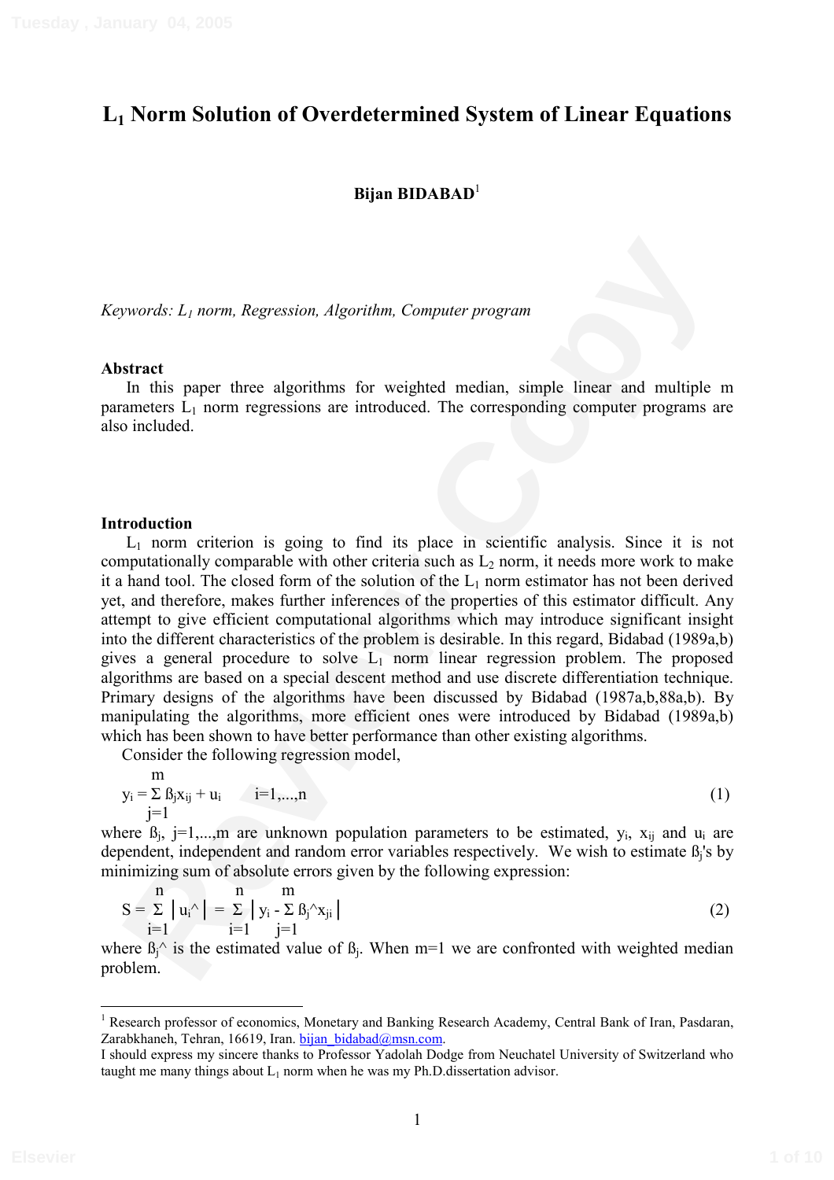# $L_1$ Norm Solution of Overdetermined System of Linear Equations

**Bijan BIDABAD**[1]

*Keywords: $L_1$ norm, Regression, Algorithm, Computer program*

## Abstract

In this paper three algorithms for weighted median, simple linear and multiple m parameters $L_1$ norm regressions are introduced. The corresponding computer programs are also included.

## Introduction

$L_1$ norm criterion is going to find its place in scientific analysis. Since it is not computationally comparable with other criteria such as $L_2$ norm, it needs more work to make it a hand tool. The closed form of the solution of the $L_1$ norm estimator has not been derived yet, and therefore, makes further inferences of the properties of this estimator difficult. Any attempt to give efficient computational algorithms which may introduce significant insight into the different characteristics of the problem is desirable. In this regard, Bidabad (1989a,b) gives a general procedure to solve $L_1$ norm linear regression problem. The proposed algorithms are based on a special descent method and use discrete differentiation technique. Primary designs of the algorithms have been discussed by Bidabad (1987a,b,88a,b). By manipulating the algorithms, more efficient ones were introduced by Bidabad (1989a,b) which has been shown to have better performance than other existing algorithms.

Consider the following regression model,

$$y_i = \sum_{j=1}^{m} \beta_j x_{ij} + u_i \qquad i=1,...,n \tag{1}$$

where $\beta_j$, $j=1,...,m$ are unknown population parameters to be estimated, $y_i$, $x_{ij}$ and $u_i$ are dependent, independent and random error variables respectively. We wish to estimate $\beta_j$'s by minimizing sum of absolute errors given by the following expression:

$$S = \sum_{i=1}^{n} \left| \hat{u}_i \right| = \sum_{i=1}^{n} \left| y_i - \sum_{j=1}^{m} \hat{\beta}_j x_{ji} \right| \tag{2}$$

where $\hat{\beta}_j$ is the estimated value of $\beta_j$. When m=1 we are confronted with weighted median problem.

---

[1] Research professor of economics, Monetary and Banking Research Academy, Central Bank of Iran, Pasdaran, Zarabkhaneh, Tehran, 16619, Iran. bijan_bidabad@msn.com.

I should express my sincere thanks to Professor Yadolah Dodge from Neuchatel University of Switzerland who taught me many things about $L_1$ norm when he was my Ph.D.dissertation advisor.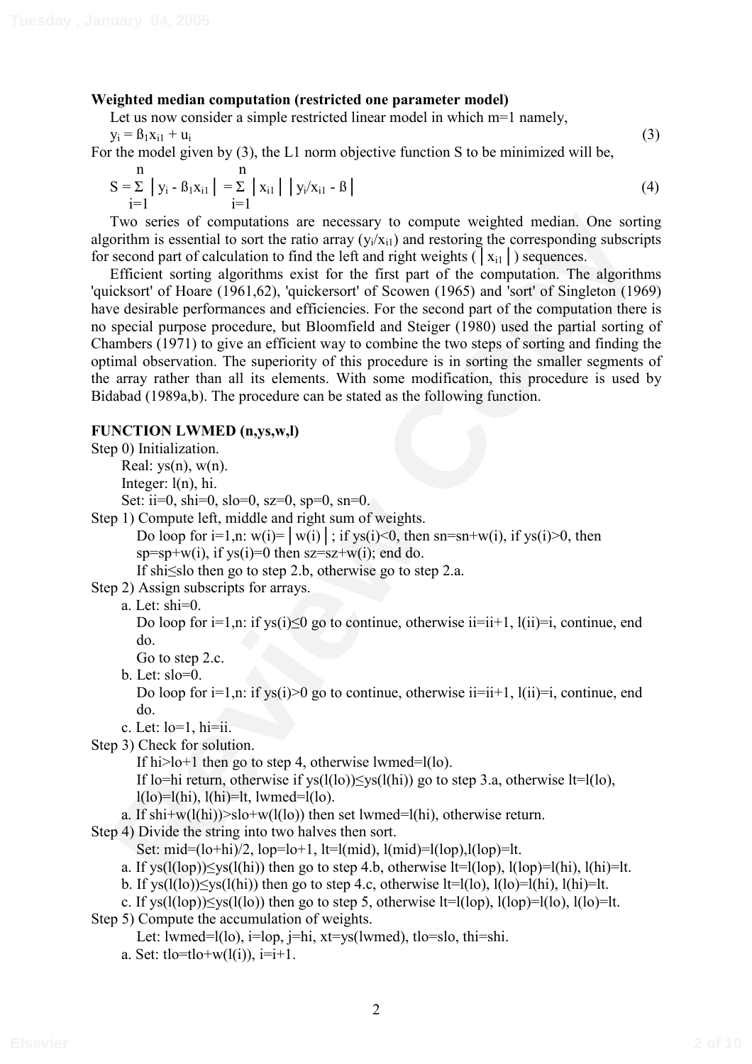**Weighted median computation (restricted one parameter model)**

Let us now consider a simple restricted linear model in which m=1 namely,

$$y_i = \beta_1 x_{i1} + u_i \tag{3}$$

For the model given by (3), the L1 norm objective function S to be minimized will be,

$$S = \sum_{i=1}^{n} \left| y_i - \beta_1 x_{i1} \right| = \sum_{i=1}^{n} \left| x_{i1} \right| \left| y_i/x_{i1} - \beta \right| \tag{4}$$

Two series of computations are necessary to compute weighted median. One sorting algorithm is essential to sort the ratio array ($y_i/x_{i1}$) and restoring the corresponding subscripts for second part of calculation to find the left and right weights ($|x_{i1}|$) sequences.

Efficient sorting algorithms exist for the first part of the computation. The algorithms 'quicksort' of Hoare (1961,62), 'quickersort' of Scowen (1965) and 'sort' of Singleton (1969) have desirable performances and efficiencies. For the second part of the computation there is no special purpose procedure, but Bloomfield and Steiger (1980) used the partial sorting of Chambers (1971) to give an efficient way to combine the two steps of sorting and finding the optimal observation. The superiority of this procedure is in sorting the smaller segments of the array rather than all its elements. With some modification, this procedure is used by Bidabad (1989a,b). The procedure can be stated as the following function.

**FUNCTION LWMED (n,ys,w,l)**

Step 0) Initialization.
  Real: ys(n), w(n).
  Integer: l(n), hi.
  Set: ii=0, shi=0, slo=0, sz=0, sp=0, sn=0.

Step 1) Compute left, middle and right sum of weights.
  Do loop for i=1,n: w(i)=│w(i)│; if ys(i)<0, then sn=sn+w(i), if ys(i)>0, then sp=sp+w(i), if ys(i)=0 then sz=sz+w(i); end do.
  If shi≤slo then go to step 2.b, otherwise go to step 2.a.

Step 2) Assign subscripts for arrays.
 a. Let: shi=0.
  Do loop for i=1,n: if ys(i)≤0 go to continue, otherwise ii=ii+1, l(ii)=i, continue, end do.
  Go to step 2.c.
 b. Let: slo=0.
  Do loop for i=1,n: if ys(i)>0 go to continue, otherwise ii=ii+1, l(ii)=i, continue, end do.
 c. Let: lo=1, hi=ii.

Step 3) Check for solution.
  If hi>lo+1 then go to step 4, otherwise lwmed=l(lo).
  If lo=hi return, otherwise if ys(l(lo))≤ys(l(hi)) go to step 3.a, otherwise lt=l(lo), l(lo)=l(hi), l(hi)=lt, lwmed=l(lo).
 a. If shi+w(l(hi))>slo+w(l(lo)) then set lwmed=l(hi), otherwise return.

Step 4) Divide the string into two halves then sort.
  Set: mid=(lo+hi)/2, lop=lo+1, lt=l(mid), l(mid)=l(lop),l(lop)=lt.
 a. If ys(l(lop))≤ys(l(hi)) then go to step 4.b, otherwise lt=l(lop), l(lop)=l(hi), l(hi)=lt.
 b. If ys(l(lo))≤ys(l(hi)) then go to step 4.c, otherwise lt=l(lo), l(lo)=l(hi), l(hi)=lt.
 c. If ys(l(lop))≤ys(l(lo)) then go to step 5, otherwise lt=l(lop), l(lop)=l(lo), l(lo)=lt.

Step 5) Compute the accumulation of weights.
  Let: lwmed=l(lo), i=lop, j=hi, xt=ys(lwmed), tlo=slo, thi=shi.
 a. Set: tlo=tlo+w(l(i)), i=i+1.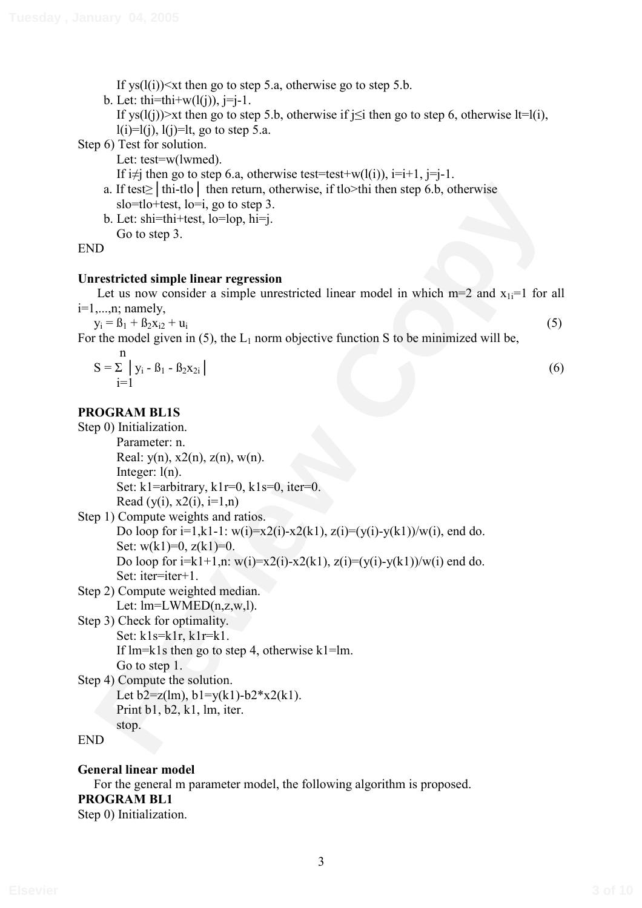If ys(l(i))<xt then go to step 5.a, otherwise go to step 5.b.

b. Let: thi=thi+w(l(j)), j=j-1.

If ys(l(j))>xt then go to step 5.b, otherwise if j≤i then go to step 6, otherwise lt=l(i), l(i)=l(j), l(j)=lt, go to step 5.a.

Step 6) Test for solution.

Let: test=w(lwmed).

If i≠j then go to step 6.a, otherwise test=test+w(l(i)), i=i+1, j=j-1.

a. If test≥│thi-tlo│ then return, otherwise, if tlo>thi then step 6.b, otherwise slo=tlo+test, lo=i, go to step 3.

b. Let: shi=thi+test, lo=lop, hi=j.

Go to step 3.

END

**Unrestricted simple linear regression**

Let us now consider a simple unrestricted linear model in which m=2 and $x_{1i}=1$ for all i=1,...,n; namely,

$$y_i = \beta_1 + \beta_2 x_{i2} + u_i \tag{5}$$

For the model given in (5), the $L_1$ norm objective function S to be minimized will be,

$$S = \sum_{i=1}^{n} \left| y_i - \beta_1 - \beta_2 x_{2i} \right| \tag{6}$$

**PROGRAM BL1S**

Step 0) Initialization.

Parameter: n.

Real: y(n), x2(n), z(n), w(n).

Integer: l(n).

Set: k1=arbitrary, k1r=0, k1s=0, iter=0.

Read (y(i), x2(i), i=1,n)

Step 1) Compute weights and ratios.

Do loop for i=1,k1-1: w(i)=x2(i)-x2(k1), z(i)=(y(i)-y(k1))/w(i), end do.

Set: w(k1)=0, z(k1)=0.

Do loop for i=k1+1,n: w(i)=x2(i)-x2(k1), z(i)=(y(i)-y(k1))/w(i) end do.

Set: iter=iter+1.

Step 2) Compute weighted median.

Let: lm=LWMED(n,z,w,l).

Step 3) Check for optimality.

Set: k1s=k1r, k1r=k1.

If lm=k1s then go to step 4, otherwise k1=lm.

Go to step 1.

Step 4) Compute the solution.

Let b2=z(lm), b1=y(k1)-b2*x2(k1).

Print b1, b2, k1, lm, iter.

stop.

END

**General linear model**

For the general m parameter model, the following algorithm is proposed.

**PROGRAM BL1**

Step 0) Initialization.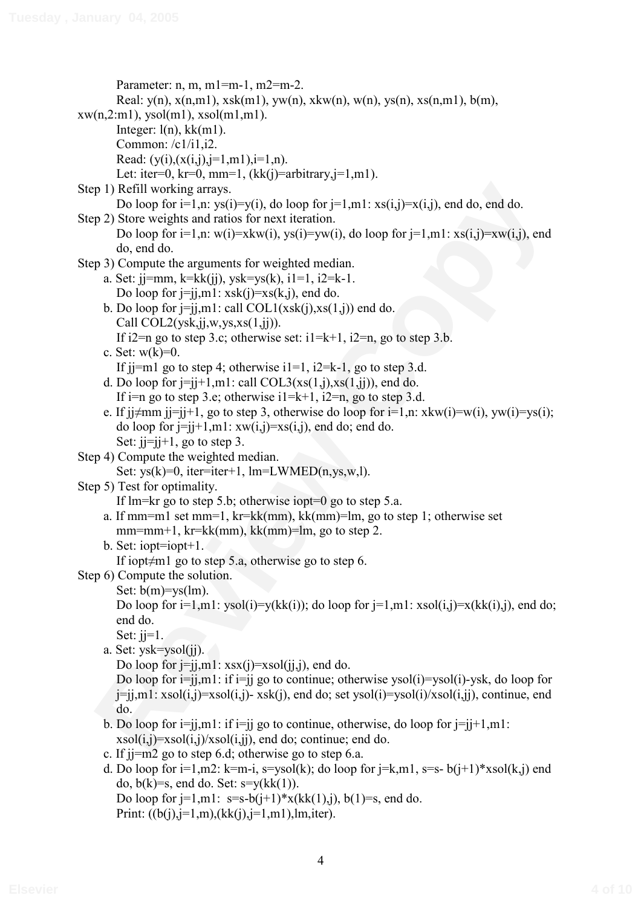Parameter: n, m, m1=m-1, m2=m-2.

Real: y(n), x(n,m1), xsk(m1), yw(n), xkw(n), w(n), ys(n), xs(n,m1), b(m), xw(n,2:m1), ysol(m1), xsol(m1,m1).

Integer: l(n), kk(m1).

Common: /c1/i1,i2.

Read: (y(i),(x(i,j),j=1,m1),i=1,n).

Let: iter=0, kr=0, mm=1, (kk(j)=arbitrary,j=1,m1).

Step 1) Refill working arrays.

Do loop for i=1,n: ys(i)=y(i), do loop for j=1,m1: xs(i,j)=x(i,j), end do, end do.

Step 2) Store weights and ratios for next iteration.

Do loop for i=1,n: w(i)=xkw(i), ys(i)=yw(i), do loop for j=1,m1: xs(i,j)=xw(i,j), end do, end do.

Step 3) Compute the arguments for weighted median.

a. Set: jj=mm, k=kk(jj), ysk=ys(k), i1=1, i2=k-1.
   Do loop for j=jj,m1: xsk(j)=xs(k,j), end do.

b. Do loop for j=jj,m1: call COL1(xsk(j),xs(1,j)) end do.
   Call COL2(ysk,jj,w,ys,xs(1,jj)).
   If i2=n go to step 3.c; otherwise set: i1=k+1, i2=n, go to step 3.b.

c. Set: w(k)=0.
   If jj=m1 go to step 4; otherwise i1=1, i2=k-1, go to step 3.d.

d. Do loop for j=jj+1,m1: call COL3(xs(1,j),xs(1,jj)), end do.
   If i=n go to step 3.e; otherwise i1=k+1, i2=n, go to step 3.d.

e. If jj≠mm jj=jj+1, go to step 3, otherwise do loop for i=1,n: xkw(i)=w(i), yw(i)=ys(i); do loop for j=jj+1,m1: xw(i,j)=xs(i,j), end do; end do.
   Set: jj=jj+1, go to step 3.

Step 4) Compute the weighted median.

Set: ys(k)=0, iter=iter+1, lm=LWMED(n,ys,w,l).

Step 5) Test for optimality.

If lm=kr go to step 5.b; otherwise iopt=0 go to step 5.a.

a. If mm=m1 set mm=1, kr=kk(mm), kk(mm)=lm, go to step 1; otherwise set mm=mm+1, kr=kk(mm), kk(mm)=lm, go to step 2.

b. Set: iopt=iopt+1.
   If iopt≠m1 go to step 5.a, otherwise go to step 6.

Step 6) Compute the solution.

Set: b(m)=ys(lm).

Do loop for i=1,m1: ysol(i)=y(kk(i)); do loop for j=1,m1: xsol(i,j)=x(kk(i),j), end do; end do.

Set: jj=1.

a. Set: ysk=ysol(jj).
   Do loop for j=jj,m1: xsx(j)=xsol(jj,j), end do.
   Do loop for i=jj,m1: if i=jj go to continue; otherwise ysol(i)=ysol(i)-ysk, do loop for j=jj,m1: xsol(i,j)=xsol(i,j)- xsk(j), end do; set ysol(i)=ysol(i)/xsol(i,jj), continue, end do.

b. Do loop for i=jj,m1: if i=jj go to continue, otherwise, do loop for j=jj+1,m1: xsol(i,j)=xsol(i,j)/xsol(i,jj), end do; continue; end do.

c. If jj=m2 go to step 6.d; otherwise go to step 6.a.

d. Do loop for i=1,m2: k=m-i, s=ysol(k); do loop for j=k,m1, s=s- b(j+1)*xsol(k,j) end do, b(k)=s, end do. Set: s=y(kk(1)).
   Do loop for j=1,m1: s=s-b(j+1)*x(kk(1),j), b(1)=s, end do.
   Print: ((b(j),j=1,m),(kk(j),j=1,m1),lm,iter).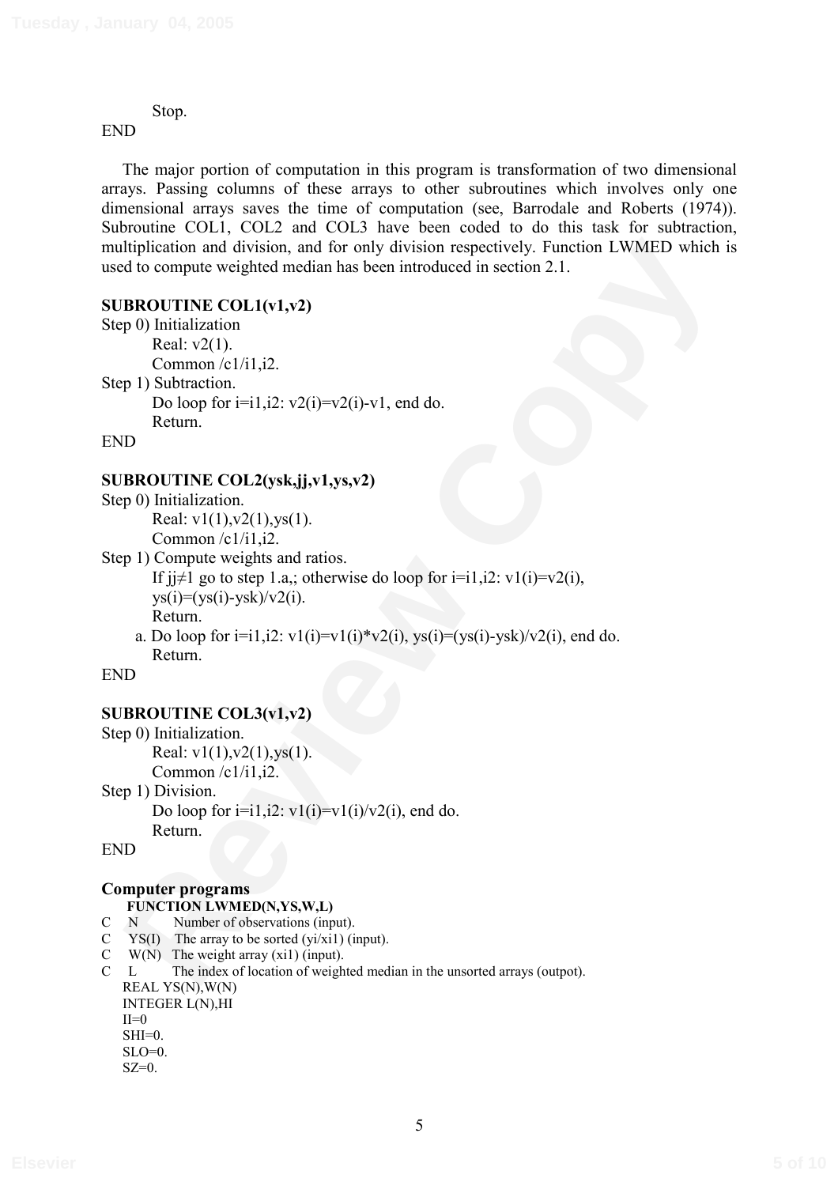Stop.

END

The major portion of computation in this program is transformation of two dimensional arrays. Passing columns of these arrays to other subroutines which involves only one dimensional arrays saves the time of computation (see, Barrodale and Roberts (1974)). Subroutine COL1, COL2 and COL3 have been coded to do this task for subtraction, multiplication and division, and for only division respectively. Function LWMED which is used to compute weighted median has been introduced in section 2.1.

**SUBROUTINE COL1(v1,v2)**

Step 0) Initialization

Real: v2(1).

Common /c1/i1,i2.

Step 1) Subtraction.

Do loop for i=i1,i2: v2(i)=v2(i)-v1, end do.

Return.

END

**SUBROUTINE COL2(ysk,jj,v1,ys,v2)**

Step 0) Initialization.

Real: v1(1),v2(1),ys(1).

Common /c1/i1,i2.

Step 1) Compute weights and ratios.

If jj≠1 go to step 1.a,; otherwise do loop for i=i1,i2: v1(i)=v2(i), ys(i)=(ys(i)-ysk)/v2(i).

Return.

a. Do loop for i=i1,i2: v1(i)=v1(i)\*v2(i), ys(i)=(ys(i)-ysk)/v2(i), end do.

Return.

END

**SUBROUTINE COL3(v1,v2)**

Step 0) Initialization.

Real: v1(1),v2(1),ys(1).

Common /c1/i1,i2.

Step 1) Division.

Do loop for i=i1,i2: v1(i)=v1(i)/v2(i), end do.

Return.

END

**Computer programs**

```
      FUNCTION LWMED(N,YS,W,L)
C     N        Number of observations (input).
C     YS(I)    The array to be sorted (yi/xi1) (input).
C     W(N)     The weight array (xi1) (input).
C     L        The index of location of weighted median in the unsorted arrays (outpot).
      REAL YS(N),W(N)
      INTEGER L(N),HI
      II=0
      SHI=0.
      SLO=0.
      SZ=0.
```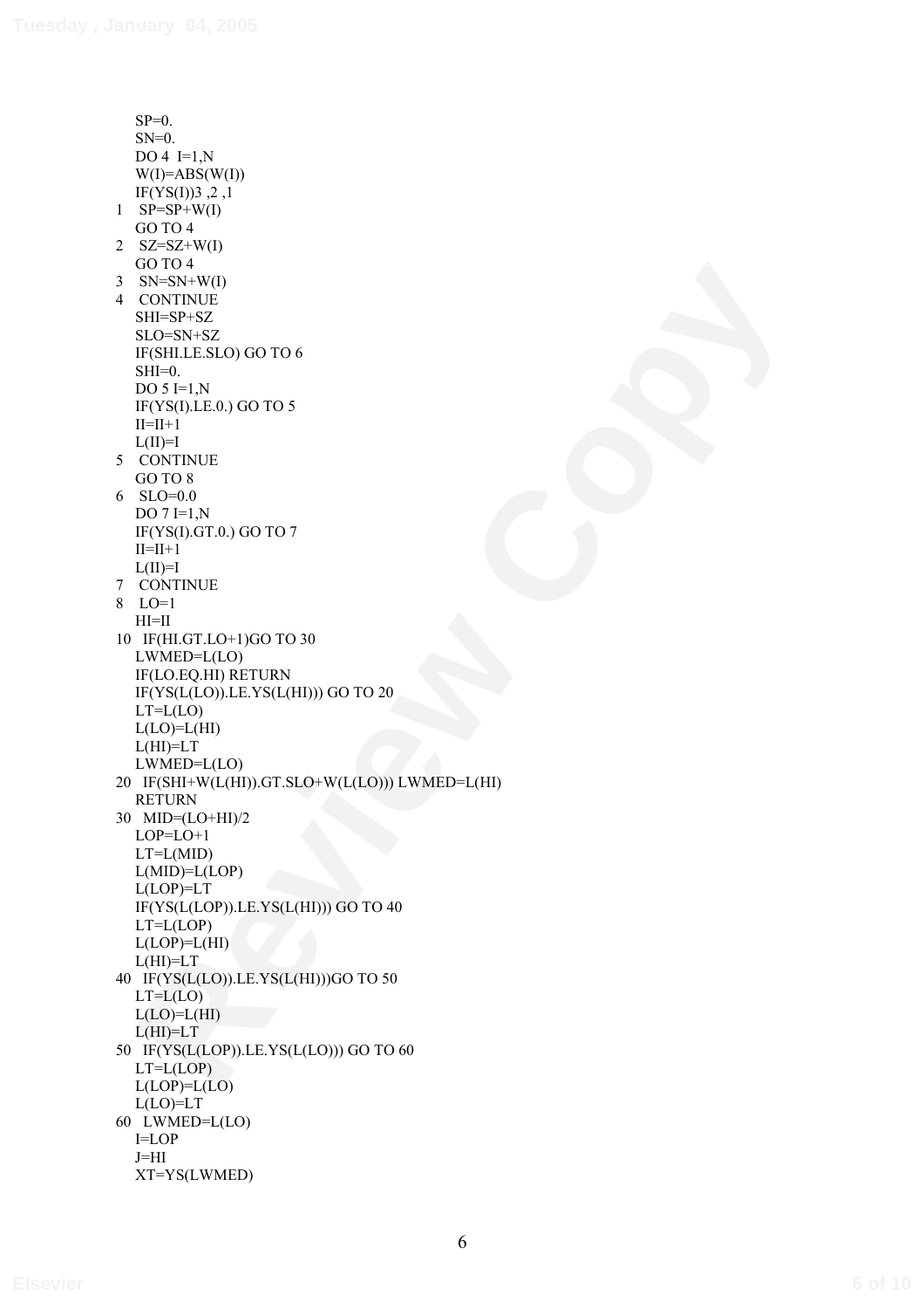```
      SP=0.
      SN=0.
      DO 4  I=1,N
      W(I)=ABS(W(I))
      IF(YS(I))3 ,2 ,1
1     SP=SP+W(I)
      GO TO 4
2     SZ=SZ+W(I)
      GO TO 4
3     SN=SN+W(I)
4     CONTINUE
      SHI=SP+SZ
      SLO=SN+SZ
      IF(SHI.LE.SLO) GO TO 6
      SHI=0.
      DO 5 I=1,N
      IF(YS(I).LE.0.) GO TO 5
      II=II+1
      L(II)=I
5     CONTINUE
      GO TO 8
6     SLO=0.0
      DO 7 I=1,N
      IF(YS(I).GT.0.) GO TO 7
      II=II+1
      L(II)=I
7     CONTINUE
8     LO=1
      HI=II
10    IF(HI.GT.LO+1)GO TO 30
      LWMED=L(LO)
      IF(LO.EQ.HI) RETURN
      IF(YS(L(LO)).LE.YS(L(HI))) GO TO 20
      LT=L(LO)
      L(LO)=L(HI)
      L(HI)=LT
      LWMED=L(LO)
20    IF(SHI+W(L(HI)).GT.SLO+W(L(LO))) LWMED=L(HI)
      RETURN
30    MID=(LO+HI)/2
      LOP=LO+1
      LT=L(MID)
      L(MID)=L(LOP)
      L(LOP)=LT
      IF(YS(L(LOP)).LE.YS(L(HI))) GO TO 40
      LT=L(LOP)
      L(LOP)=L(HI)
      L(HI)=LT
40    IF(YS(L(LO)).LE.YS(L(HI)))GO TO 50
      LT=L(LO)
      L(LO)=L(HI)
      L(HI)=LT
50    IF(YS(L(LOP)).LE.YS(L(LO))) GO TO 60
      LT=L(LOP)
      L(LOP)=L(LO)
      L(LO)=LT
60    LWMED=L(LO)
      I=LOP
      J=HI
      XT=YS(LWMED)
```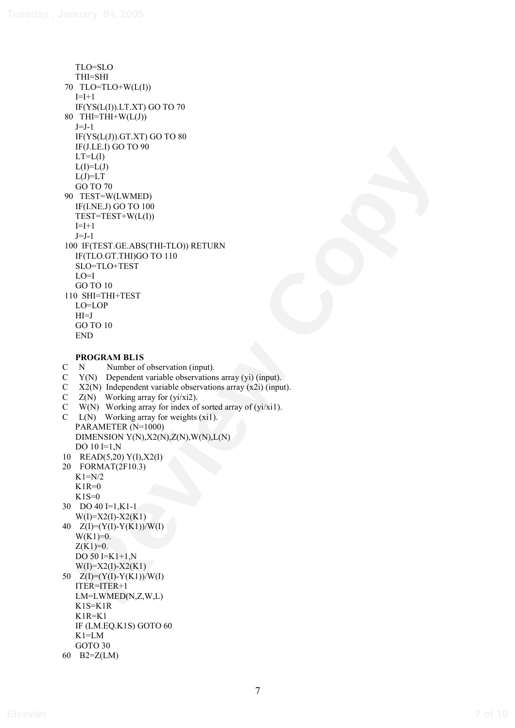```
      TLO=SLO
      THI=SHI
 70   TLO=TLO+W(L(I))
      I=I+1
      IF(YS(L(I)).LT.XT) GO TO 70
 80   THI=THI+W(L(J))
      J=J-1
      IF(YS(L(J)).GT.XT) GO TO 80
      IF(J.LE.I) GO TO 90
      LT=L(I)
      L(I)=L(J)
      L(J)=LT
      GO TO 70
 90   TEST=W(LWMED)
      IF(I.NE.J) GO TO 100
      TEST=TEST+W(L(I))
      I=I+1
      J=J-1
 100  IF(TEST.GE.ABS(THI-TLO)) RETURN
      IF(TLO.GT.THI)GO TO 110
      SLO=TLO+TEST
      LO=I
      GO TO 10
 110  SHI=THI+TEST
      LO=LOP
      HI=J
      GO TO 10
      END
```

**PROGRAM BL1S**

```
C     N        Number of observation (input).
C     Y(N)    Dependent variable observations array (yi) (input).
C     X2(N)  Independent variable observations array (x2i) (input).
C     Z(N)    Working array for (yi/xi2).
C     W(N)   Working array for index of sorted array of (yi/xi1).
C     L(N)    Working array for weights (xi1).
      PARAMETER (N=1000)
      DIMENSION Y(N),X2(N),Z(N),W(N),L(N)
      DO 10 I=1,N
10    READ(5,20) Y(I),X2(I)
20    FORMAT(2F10.3)
      K1=N/2
      K1R=0
      K1S=0
30    DO 40 I=1,K1-1
      W(I)=X2(I)-X2(K1)
40    Z(I)=(Y(I)-Y(K1))/W(I)
      W(K1)=0.
      Z(K1)=0.
      DO 50 I=K1+1,N
      W(I)=X2(I)-X2(K1)
50    Z(I)=(Y(I)-Y(K1))/W(I)
      ITER=ITER+1
      LM=LWMED(N,Z,W,L)
      K1S=K1R
      K1R=K1
      IF (LM.EQ.K1S) GOTO 60
      K1=LM
      GOTO 30
60    B2=Z(LM)
```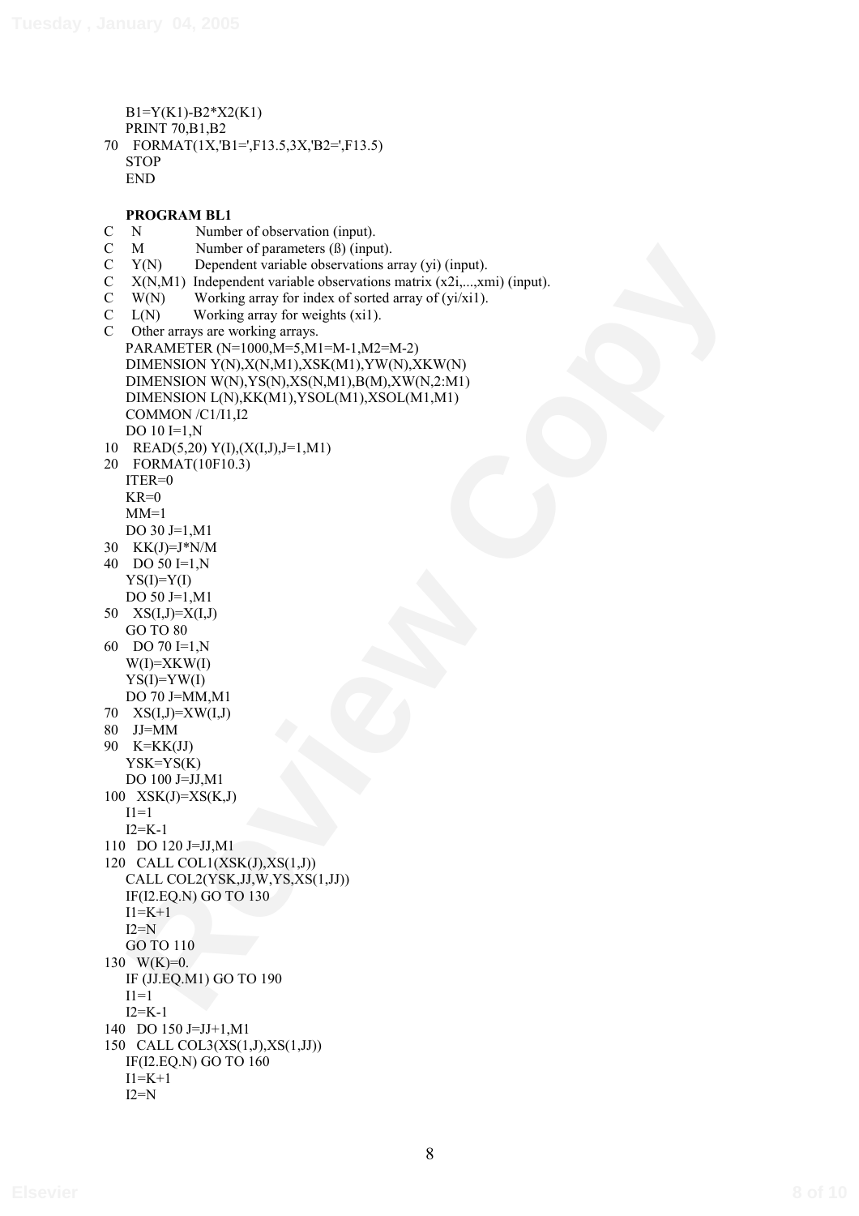```
      B1=Y(K1)-B2*X2(K1)
      PRINT 70,B1,B2
70    FORMAT(1X,'B1=',F13.5,3X,'B2=',F13.5)
      STOP
      END
```

**PROGRAM BL1**

```
C     N          Number of observation (input).
C     M          Number of parameters (ß) (input).
C     Y(N)       Dependent variable observations array (yi) (input).
C     X(N,M1)    Independent variable observations matrix (x2i,...,xmi) (input).
C     W(N)       Working array for index of sorted array of (yi/xi1).
C     L(N)       Working array for weights (xi1).
C     Other arrays are working arrays.
      PARAMETER (N=1000,M=5,M1=M-1,M2=M-2)
      DIMENSION Y(N),X(N,M1),XSK(M1),YW(N),XKW(N)
      DIMENSION W(N),YS(N),XS(N,M1),B(M),XW(N,2:M1)
      DIMENSION L(N),KK(M1),YSOL(M1),XSOL(M1,M1)
      COMMON /C1/I1,I2
      DO 10 I=1,N
10    READ(5,20) Y(I),(X(I,J),J=1,M1)
20    FORMAT(10F10.3)
      ITER=0
      KR=0
      MM=1
      DO 30 J=1,M1
30    KK(J)=J*N/M
40    DO 50 I=1,N
      YS(I)=Y(I)
      DO 50 J=1,M1
50    XS(I,J)=X(I,J)
      GO TO 80
60    DO 70 I=1,N
      W(I)=XKW(I)
      YS(I)=YW(I)
      DO 70 J=MM,M1
70    XS(I,J)=XW(I,J)
80    JJ=MM
90    K=KK(JJ)
      YSK=YS(K)
      DO 100 J=JJ,M1
100   XSK(J)=XS(K,J)
      I1=1
      I2=K-1
110   DO 120 J=JJ,M1
120   CALL COL1(XSK(J),XS(1,J))
      CALL COL2(YSK,JJ,W,YS,XS(1,JJ))
      IF(I2.EQ.N) GO TO 130
      I1=K+1
      I2=N
      GO TO 110
130   W(K)=0.
      IF (JJ.EQ.M1) GO TO 190
      I1=1
      I2=K-1
140   DO 150 J=JJ+1,M1
150   CALL COL3(XS(1,J),XS(1,JJ))
      IF(I2.EQ.N) GO TO 160
      I1=K+1
      I2=N
```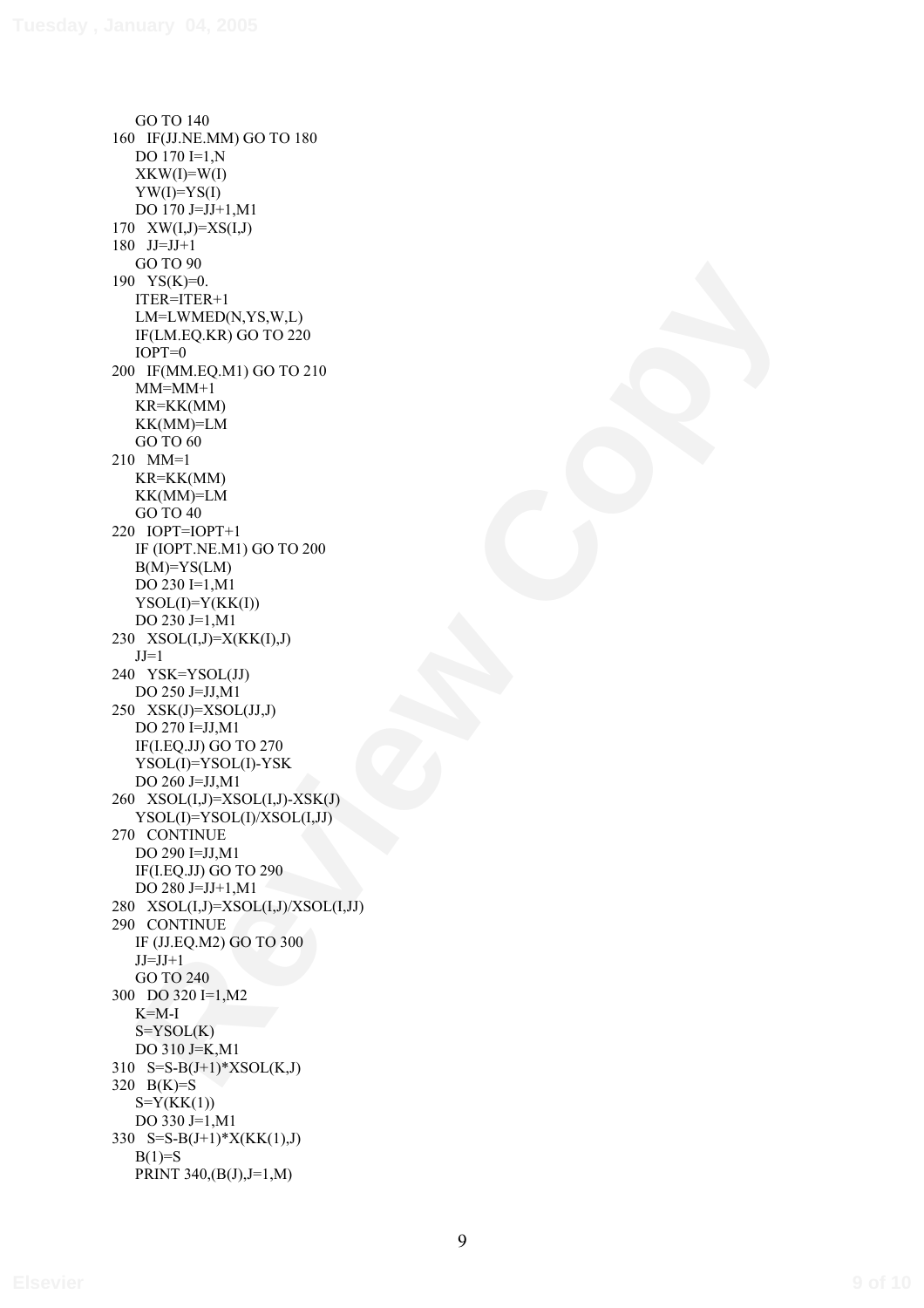```
      GO TO 140
160   IF(JJ.NE.MM) GO TO 180
      DO 170 I=1,N
      XKW(I)=W(I)
      YW(I)=YS(I)
      DO 170 J=JJ+1,M1
170   XW(I,J)=XS(I,J)
180   JJ=JJ+1
      GO TO 90
190   YS(K)=0.
      ITER=ITER+1
      LM=LWMED(N,YS,W,L)
      IF(LM.EQ.KR) GO TO 220
      IOPT=0
200   IF(MM.EQ.M1) GO TO 210
      MM=MM+1
      KR=KK(MM)
      KK(MM)=LM
      GO TO 60
210   MM=1
      KR=KK(MM)
      KK(MM)=LM
      GO TO 40
220   IOPT=IOPT+1
      IF (IOPT.NE.M1) GO TO 200
      B(M)=YS(LM)
      DO 230 I=1,M1
      YSOL(I)=Y(KK(I))
      DO 230 J=1,M1
230   XSOL(I,J)=X(KK(I),J)
      JJ=1
240   YSK=YSOL(JJ)
      DO 250 J=JJ,M1
250   XSK(J)=XSOL(JJ,J)
      DO 270 I=JJ,M1
      IF(I.EQ.JJ) GO TO 270
      YSOL(I)=YSOL(I)-YSK
      DO 260 J=JJ,M1
260   XSOL(I,J)=XSOL(I,J)-XSK(J)
      YSOL(I)=YSOL(I)/XSOL(I,JJ)
270   CONTINUE
      DO 290 I=JJ,M1
      IF(I.EQ.JJ) GO TO 290
      DO 280 J=JJ+1,M1
280   XSOL(I,J)=XSOL(I,J)/XSOL(I,JJ)
290   CONTINUE
      IF (JJ.EQ.M2) GO TO 300
      JJ=JJ+1
      GO TO 240
300   DO 320 I=1,M2
      K=M-I
      S=YSOL(K)
      DO 310 J=K,M1
310   S=S-B(J+1)*XSOL(K,J)
320   B(K)=S
      S=Y(KK(1))
      DO 330 J=1,M1
330   S=S-B(J+1)*X(KK(1),J)
      B(1)=S
      PRINT 340,(B(J),J=1,M)
```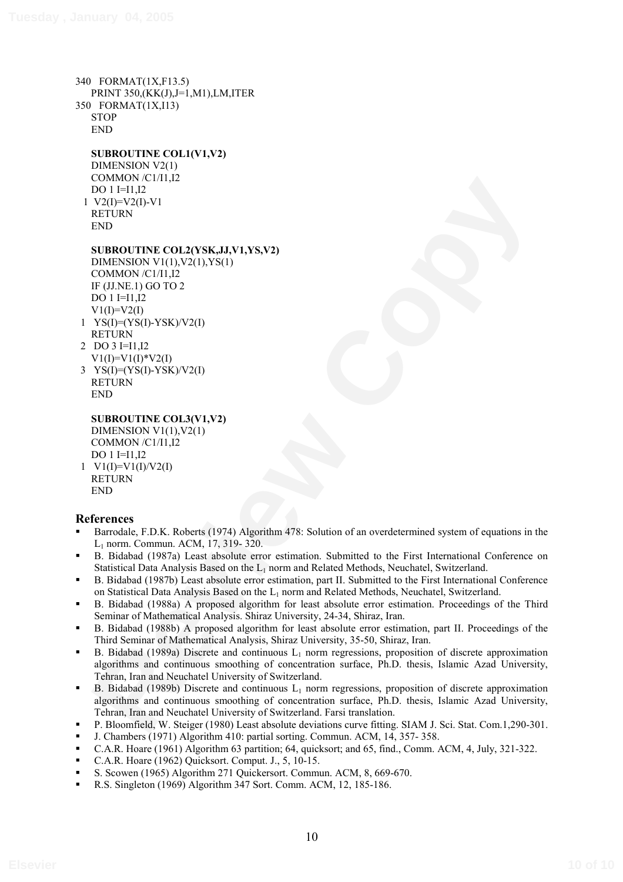```
340   FORMAT(1X,F13.5)
      PRINT 350,(KK(J),J=1,M1),LM,ITER
350   FORMAT(1X,I13)
      STOP
      END

      SUBROUTINE COL1(V1,V2)
      DIMENSION V2(1)
      COMMON /C1/I1,I2
      DO 1 I=I1,I2
    1 V2(I)=V2(I)-V1
      RETURN
      END

      SUBROUTINE COL2(YSK,JJ,V1,YS,V2)
      DIMENSION V1(1),V2(1),YS(1)
      COMMON /C1/I1,I2
      IF (JJ.NE.1) GO TO 2
      DO 1 I=I1,I2
      V1(I)=V2(I)
    1 YS(I)=(YS(I)-YSK)/V2(I)
      RETURN
    2 DO 3 I=I1,I2
      V1(I)=V1(I)*V2(I)
    3 YS(I)=(YS(I)-YSK)/V2(I)
      RETURN
      END

      SUBROUTINE COL3(V1,V2)
      DIMENSION V1(1),V2(1)
      COMMON /C1/I1,I2
      DO 1 I=I1,I2
    1 V1(I)=V1(I)/V2(I)
      RETURN
      END
```

## References

- Barrodale, F.D.K. Roberts (1974) Algorithm 478: Solution of an overdetermined system of equations in the $L_1$ norm. Commun. ACM, 17, 319- 320.
- B. Bidabad (1987a) Least absolute error estimation. Submitted to the First International Conference on Statistical Data Analysis Based on the $L_1$ norm and Related Methods, Neuchatel, Switzerland.
- B. Bidabad (1987b) Least absolute error estimation, part II. Submitted to the First International Conference on Statistical Data Analysis Based on the $L_1$ norm and Related Methods, Neuchatel, Switzerland.
- B. Bidabad (1988a) A proposed algorithm for least absolute error estimation. Proceedings of the Third Seminar of Mathematical Analysis. Shiraz University, 24-34, Shiraz, Iran.
- B. Bidabad (1988b) A proposed algorithm for least absolute error estimation, part II. Proceedings of the Third Seminar of Mathematical Analysis, Shiraz University, 35-50, Shiraz, Iran.
- B. Bidabad (1989a) Discrete and continuous $L_1$ norm regressions, proposition of discrete approximation algorithms and continuous smoothing of concentration surface, Ph.D. thesis, Islamic Azad University, Tehran, Iran and Neuchatel University of Switzerland.
- B. Bidabad (1989b) Discrete and continuous $L_1$ norm regressions, proposition of discrete approximation algorithms and continuous smoothing of concentration surface, Ph.D. thesis, Islamic Azad University, Tehran, Iran and Neuchatel University of Switzerland. Farsi translation.
- P. Bloomfield, W. Steiger (1980) Least absolute deviations curve fitting. SIAM J. Sci. Stat. Com.1,290-301.
- J. Chambers (1971) Algorithm 410: partial sorting. Commun. ACM, 14, 357- 358.
- C.A.R. Hoare (1961) Algorithm 63 partition; 64, quicksort; and 65, find., Comm. ACM, 4, July, 321-322.
- C.A.R. Hoare (1962) Quicksort. Comput. J., 5, 10-15.
- S. Scowen (1965) Algorithm 271 Quickersort. Commun. ACM, 8, 669-670.
- R.S. Singleton (1969) Algorithm 347 Sort. Comm. ACM, 12, 185-186.